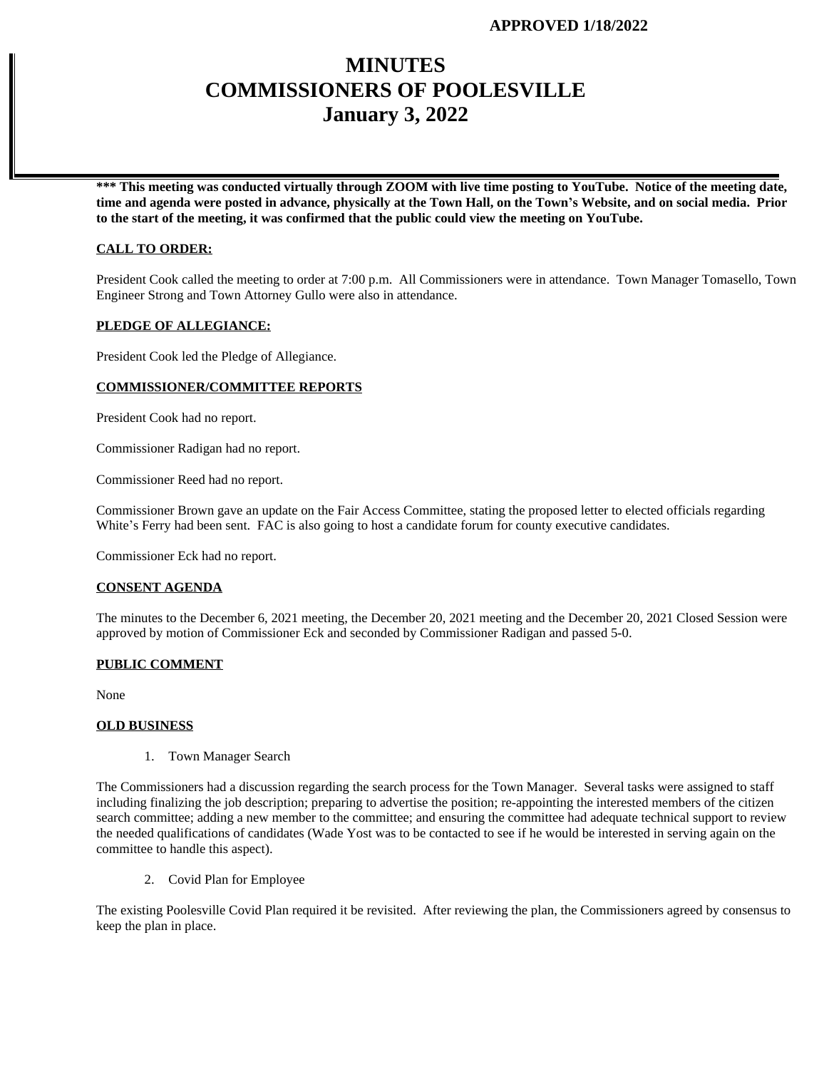**APPROVED 1/18/2022**

# MINUTES
# COMMISSIONERS OF POOLESVILLE
# January 3, 2022

**\*\*\* This meeting was conducted virtually through ZOOM with live time posting to YouTube. Notice of the meeting date, time and agenda were posted in advance, physically at the Town Hall, on the Town's Website, and on social media. Prior to the start of the meeting, it was confirmed that the public could view the meeting on YouTube.**

**CALL TO ORDER:**

President Cook called the meeting to order at 7:00 p.m. All Commissioners were in attendance. Town Manager Tomasello, Town Engineer Strong and Town Attorney Gullo were also in attendance.

**PLEDGE OF ALLEGIANCE:**

President Cook led the Pledge of Allegiance.

**COMMISSIONER/COMMITTEE REPORTS**

President Cook had no report.

Commissioner Radigan had no report.

Commissioner Reed had no report.

Commissioner Brown gave an update on the Fair Access Committee, stating the proposed letter to elected officials regarding White's Ferry had been sent. FAC is also going to host a candidate forum for county executive candidates.

Commissioner Eck had no report.

**CONSENT AGENDA**

The minutes to the December 6, 2021 meeting, the December 20, 2021 meeting and the December 20, 2021 Closed Session were approved by motion of Commissioner Eck and seconded by Commissioner Radigan and passed 5-0.

**PUBLIC COMMENT**

None

**OLD BUSINESS**

1. Town Manager Search

The Commissioners had a discussion regarding the search process for the Town Manager. Several tasks were assigned to staff including finalizing the job description; preparing to advertise the position; re-appointing the interested members of the citizen search committee; adding a new member to the committee; and ensuring the committee had adequate technical support to review the needed qualifications of candidates (Wade Yost was to be contacted to see if he would be interested in serving again on the committee to handle this aspect).

2. Covid Plan for Employee

The existing Poolesville Covid Plan required it be revisited. After reviewing the plan, the Commissioners agreed by consensus to keep the plan in place.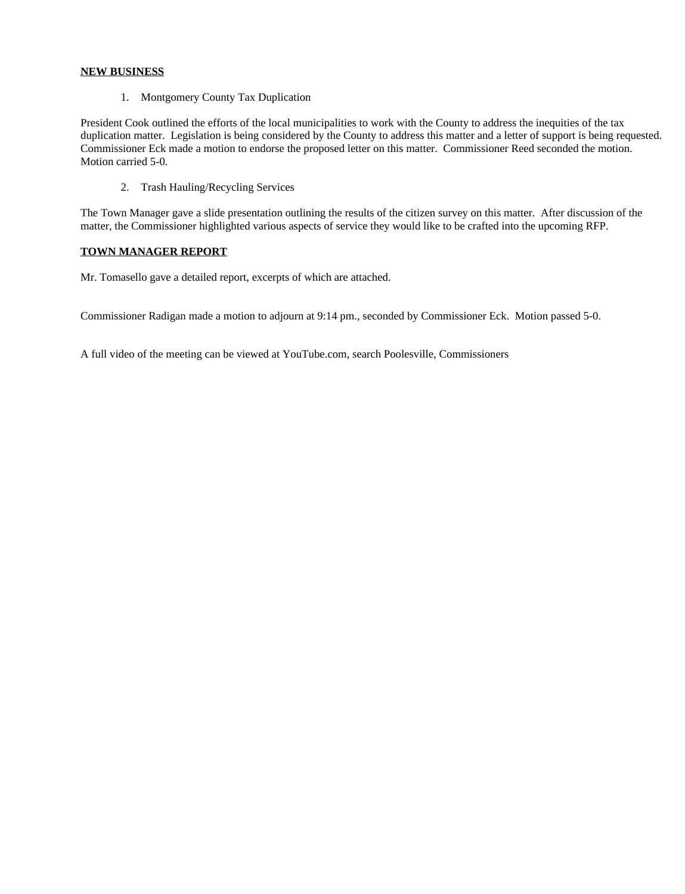**NEW BUSINESS**

1. Montgomery County Tax Duplication

President Cook outlined the efforts of the local municipalities to work with the County to address the inequities of the tax duplication matter. Legislation is being considered by the County to address this matter and a letter of support is being requested. Commissioner Eck made a motion to endorse the proposed letter on this matter. Commissioner Reed seconded the motion. Motion carried 5-0.

2. Trash Hauling/Recycling Services

The Town Manager gave a slide presentation outlining the results of the citizen survey on this matter. After discussion of the matter, the Commissioner highlighted various aspects of service they would like to be crafted into the upcoming RFP.

**TOWN MANAGER REPORT**

Mr. Tomasello gave a detailed report, excerpts of which are attached.

Commissioner Radigan made a motion to adjourn at 9:14 pm., seconded by Commissioner Eck. Motion passed 5-0.

A full video of the meeting can be viewed at YouTube.com, search Poolesville, Commissioners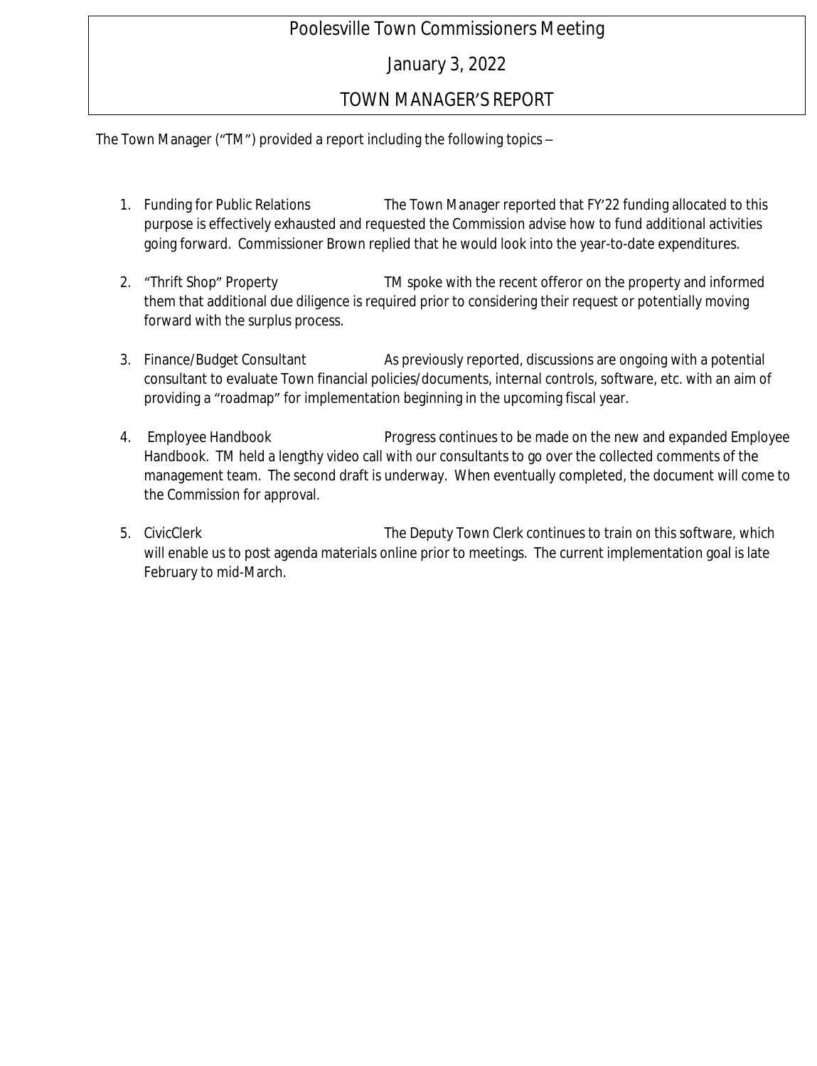# Poolesville Town Commissioners Meeting

## January 3, 2022

## TOWN MANAGER'S REPORT

The Town Manager ("TM") provided a report including the following topics –

1. Funding for Public Relations — The Town Manager reported that FY'22 funding allocated to this purpose is effectively exhausted and requested the Commission advise how to fund additional activities going forward. Commissioner Brown replied that he would look into the year-to-date expenditures.

2. "Thrift Shop" Property — TM spoke with the recent offeror on the property and informed them that additional due diligence is required prior to considering their request or potentially moving forward with the surplus process.

3. Finance/Budget Consultant — As previously reported, discussions are ongoing with a potential consultant to evaluate Town financial policies/documents, internal controls, software, etc. with an aim of providing a "roadmap" for implementation beginning in the upcoming fiscal year.

4. Employee Handbook — Progress continues to be made on the new and expanded Employee Handbook. TM held a lengthy video call with our consultants to go over the collected comments of the management team. The second draft is underway. When eventually completed, the document will come to the Commission for approval.

5. CivicClerk — The Deputy Town Clerk continues to train on this software, which will enable us to post agenda materials online prior to meetings. The current implementation goal is late February to mid-March.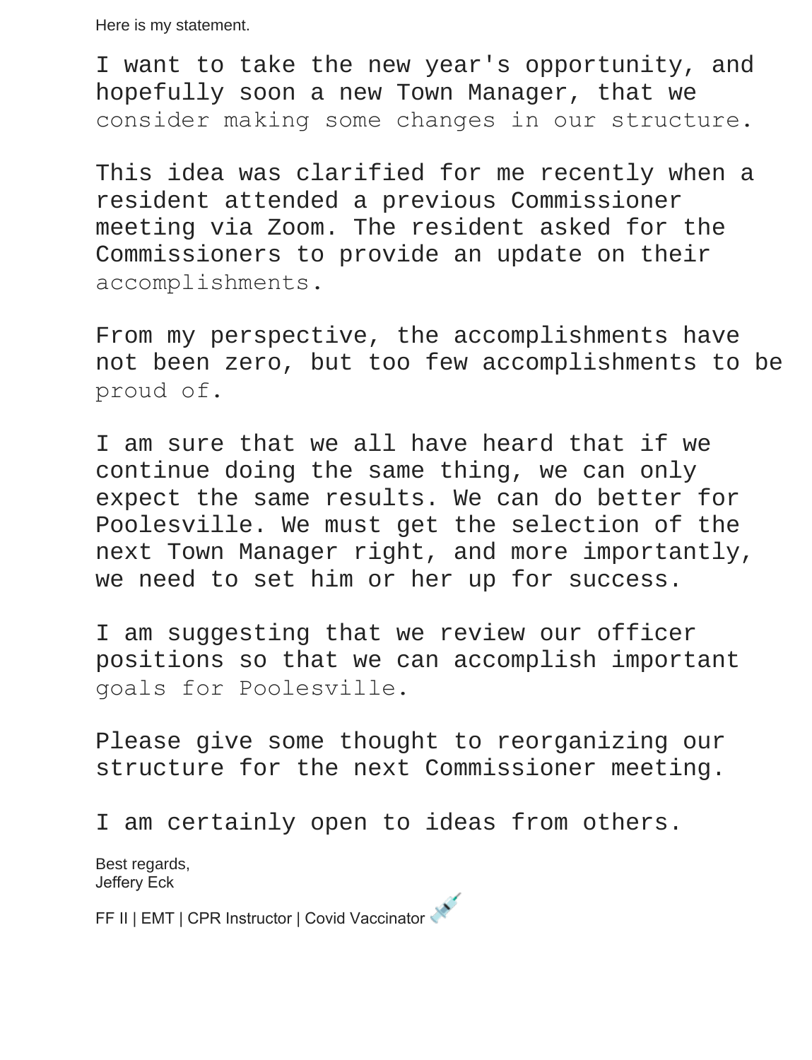Here is my statement.

I want to take the new year's opportunity, and hopefully soon a new Town Manager, that we consider making some changes in our structure.

This idea was clarified for me recently when a resident attended a previous Commissioner meeting via Zoom. The resident asked for the Commissioners to provide an update on their accomplishments.

From my perspective, the accomplishments have not been zero, but too few accomplishments to be proud of.

I am sure that we all have heard that if we continue doing the same thing, we can only expect the same results. We can do better for Poolesville. We must get the selection of the next Town Manager right, and more importantly, we need to set him or her up for success.

I am suggesting that we review our officer positions so that we can accomplish important goals for Poolesville.

Please give some thought to reorganizing our structure for the next Commissioner meeting.

I am certainly open to ideas from others.

Best regards,
Jeffery Eck

FF II | EMT | CPR Instructor | Covid Vaccinator 💉